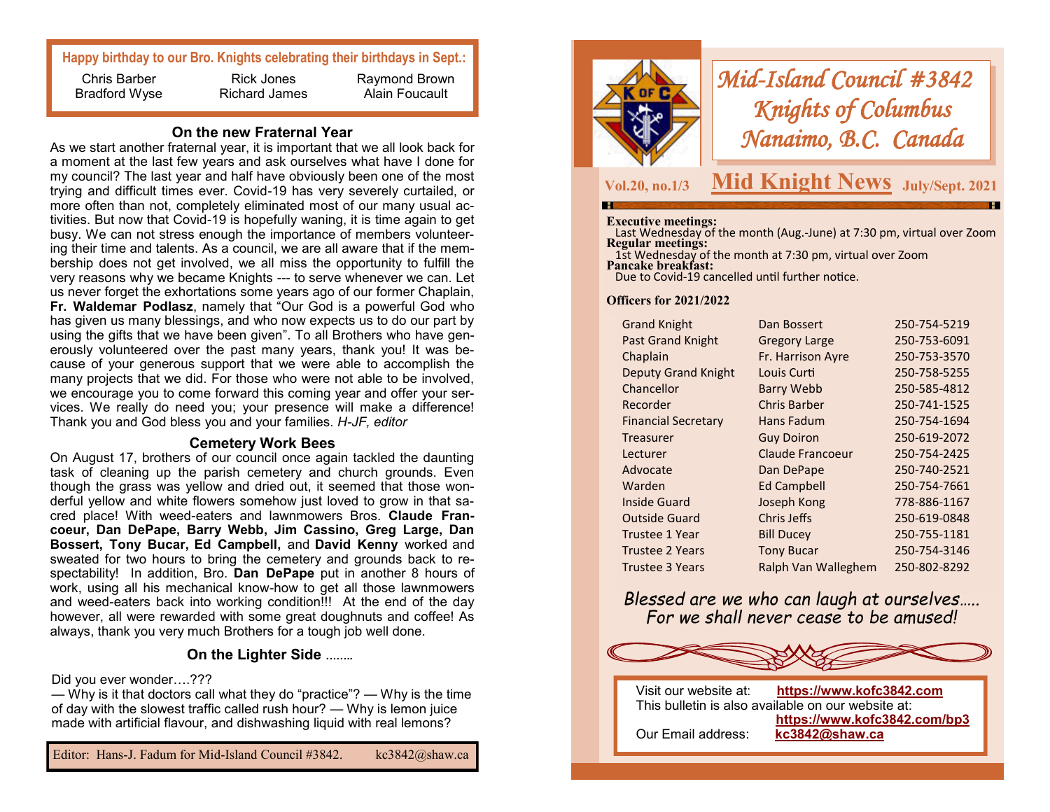# Mid-Island Council #3842
# Knights of Columbus
# Nanaimo, B.C. Canada

**Vol.20, no.1/3** **Mid Knight News** **July/Sept. 2021**

**Executive meetings:**
Last Wednesday of the month (Aug.-June) at 7:30 pm, virtual over Zoom

**Regular meetings:**
1st Wednesday of the month at 7:30 pm, virtual over Zoom

**Pancake breakfast:**
Due to Covid-19 cancelled until further notice.

**Officers for 2021/2022**

| | | |
|---|---|---|
| Grand Knight | Dan Bossert | 250-754-5219 |
| Past Grand Knight | Gregory Large | 250-753-6091 |
| Chaplain | Fr. Harrison Ayre | 250-753-3570 |
| Deputy Grand Knight | Louis Curti | 250-758-5255 |
| Chancellor | Barry Webb | 250-585-4812 |
| Recorder | Chris Barber | 250-741-1525 |
| Financial Secretary | Hans Fadum | 250-754-1694 |
| Treasurer | Guy Doiron | 250-619-2072 |
| Lecturer | Claude Francoeur | 250-754-2425 |
| Advocate | Dan DePape | 250-740-2521 |
| Warden | Ed Campbell | 250-754-7661 |
| Inside Guard | Joseph Kong | 778-886-1167 |
| Outside Guard | Chris Jeffs | 250-619-0848 |
| Trustee 1 Year | Bill Ducey | 250-755-1181 |
| Trustee 2 Years | Tony Bucar | 250-754-3146 |
| Trustee 3 Years | Ralph Van Walleghem | 250-802-8292 |

*Blessed are we who can laugh at ourselves…..*
*For we shall never cease to be amused!*

Visit our website at: **https://www.kofc3842.com**
This bulletin is also available on our website at: **https://www.kofc3842.com/bp3**
Our Email address: **kc3842@shaw.ca**

**Happy birthday to our Bro. Knights celebrating their birthdays in Sept.:**

| | | |
|---|---|---|
| Chris Barber | Rick Jones | Raymond Brown |
| Bradford Wyse | Richard James | Alain Foucault |

### On the new Fraternal Year

As we start another fraternal year, it is important that we all look back for a moment at the last few years and ask ourselves what have I done for my council? The last year and half have obviously been one of the most trying and difficult times ever. Covid-19 has very severely curtailed, or more often than not, completely eliminated most of our many usual activities. But now that Covid-19 is hopefully waning, it is time again to get busy. We can not stress enough the importance of members volunteering their time and talents. As a council, we are all aware that if the membership does not get involved, we all miss the opportunity to fulfill the very reasons why we became Knights --- to serve whenever we can. Let us never forget the exhortations some years ago of our former Chaplain, **Fr. Waldemar Podlasz**, namely that "Our God is a powerful God who has given us many blessings, and who now expects us to do our part by using the gifts that we have been given". To all Brothers who have generously volunteered over the past many years, thank you! It was because of your generous support that we were able to accomplish the many projects that we did. For those who were not able to be involved, we encourage you to come forward this coming year and offer your services. We really do need you; your presence will make a difference! Thank you and God bless you and your families. *H-JF, editor*

### Cemetery Work Bees

On August 17, brothers of our council once again tackled the daunting task of cleaning up the parish cemetery and church grounds. Even though the grass was yellow and dried out, it seemed that those wonderful yellow and white flowers somehow just loved to grow in that sacred place! With weed-eaters and lawnmowers Bros. **Claude Francoeur, Dan DePape, Barry Webb, Jim Cassino, Greg Large, Dan Bossert, Tony Bucar, Ed Campbell,** and **David Kenny** worked and sweated for two hours to bring the cemetery and grounds back to respectability! In addition, Bro. **Dan DePape** put in another 8 hours of work, using all his mechanical know-how to get all those lawnmowers and weed-eaters back into working condition!!! At the end of the day however, all were rewarded with some great doughnuts and coffee! As always, thank you very much Brothers for a tough job well done.

### On the Lighter Side ……..

Did you ever wonder….???
— Why is it that doctors call what they do "practice"? — Why is the time of day with the slowest traffic called rush hour? — Why is lemon juice made with artificial flavour, and dishwashing liquid with real lemons?

Editor: Hans-J. Fadum for Mid-Island Council #3842. kc3842@shaw.ca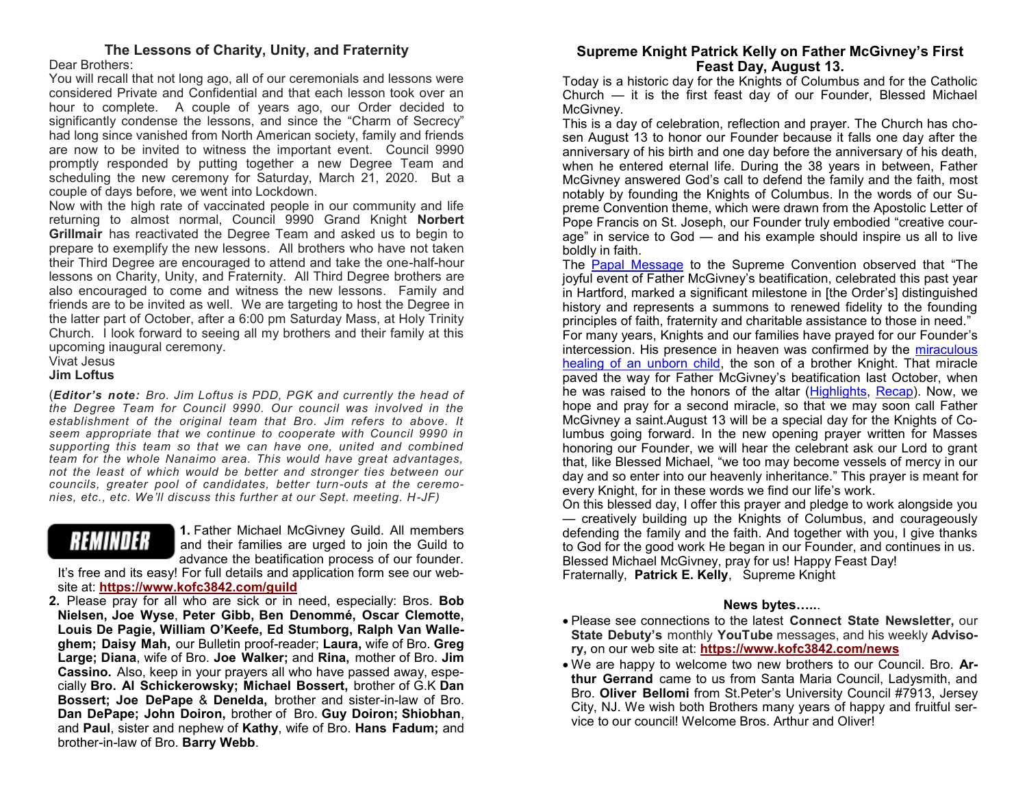## The Lessons of Charity, Unity, and Fraternity

Dear Brothers:

You will recall that not long ago, all of our ceremonials and lessons were considered Private and Confidential and that each lesson took over an hour to complete. A couple of years ago, our Order decided to significantly condense the lessons, and since the "Charm of Secrecy" had long since vanished from North American society, family and friends are now to be invited to witness the important event. Council 9990 promptly responded by putting together a new Degree Team and scheduling the new ceremony for Saturday, March 21, 2020. But a couple of days before, we went into Lockdown.

Now with the high rate of vaccinated people in our community and life returning to almost normal, Council 9990 Grand Knight **Norbert Grillmair** has reactivated the Degree Team and asked us to begin to prepare to exemplify the new lessons. All brothers who have not taken their Third Degree are encouraged to attend and take the one-half-hour lessons on Charity, Unity, and Fraternity. All Third Degree brothers are also encouraged to come and witness the new lessons. Family and friends are to be invited as well. We are targeting to host the Degree in the latter part of October, after a 6:00 pm Saturday Mass, at Holy Trinity Church. I look forward to seeing all my brothers and their family at this upcoming inaugural ceremony.

Vivat Jesus

**Jim Loftus**

(***Editor's note:*** *Bro. Jim Loftus is PDD, PGK and currently the head of the Degree Team for Council 9990. Our council was involved in the establishment of the original team that Bro. Jim refers to above. It seem appropriate that we continue to cooperate with Council 9990 in supporting this team so that we can have one, united and combined team for the whole Nanaimo area. This would have great advantages, not the least of which would be better and stronger ties between our councils, greater pool of candidates, better turn-outs at the ceremonies, etc., etc. We'll discuss this further at our Sept. meeting. H-JF)*

**REMINDER**

1. Father Michael McGivney Guild. All members and their families are urged to join the Guild to advance the beatification process of our founder. It's free and its easy! For full details and application form see our web-site at: **https://www.kofc3842.com/guild**
2. Please pray for all who are sick or in need, especially: Bros. **Bob Nielsen, Joe Wyse**, **Peter Gibb, Ben Denommé, Oscar Clemotte, Louis De Pagie, William O'Keefe, Ed Stumborg, Ralph Van Walleghem; Daisy Mah,** our Bulletin proof-reader; **Laura,** wife of Bro. **Greg Large; Diana**, wife of Bro. **Joe Walker;** and **Rina,** mother of Bro. **Jim Cassino.** Also, keep in your prayers all who have passed away, especially **Bro. Al Schickerowsky; Michael Bossert,** brother of G.K **Dan Bossert; Joe DePape** & **Denelda,** brother and sister-in-law of Bro. **Dan DePape; John Doiron,** brother of Bro. **Guy Doiron; Shiobhan**, and **Paul**, sister and nephew of **Kathy**, wife of Bro. **Hans Fadum;** and brother-in-law of Bro. **Barry Webb**.

## Supreme Knight Patrick Kelly on Father McGivney's First Feast Day, August 13.

Today is a historic day for the Knights of Columbus and for the Catholic Church — it is the first feast day of our Founder, Blessed Michael McGivney.

This is a day of celebration, reflection and prayer. The Church has chosen August 13 to honor our Founder because it falls one day after the anniversary of his birth and one day before the anniversary of his death, when he entered eternal life. During the 38 years in between, Father McGivney answered God's call to defend the family and the faith, most notably by founding the Knights of Columbus. In the words of our Supreme Convention theme, which were drawn from the Apostolic Letter of Pope Francis on St. Joseph, our Founder truly embodied "creative courage" in service to God — and his example should inspire us all to live boldly in faith.

The Papal Message to the Supreme Convention observed that "The joyful event of Father McGivney's beatification, celebrated this past year in Hartford, marked a significant milestone in [the Order's] distinguished history and represents a summons to renewed fidelity to the founding principles of faith, fraternity and charitable assistance to those in need."

For many years, Knights and our families have prayed for our Founder's intercession. His presence in heaven was confirmed by the miraculous healing of an unborn child, the son of a brother Knight. That miracle paved the way for Father McGivney's beatification last October, when he was raised to the honors of the altar (Highlights, Recap). Now, we hope and pray for a second miracle, so that we may soon call Father McGivney a saint.August 13 will be a special day for the Knights of Columbus going forward. In the new opening prayer written for Masses honoring our Founder, we will hear the celebrant ask our Lord to grant that, like Blessed Michael, "we too may become vessels of mercy in our day and so enter into our heavenly inheritance." This prayer is meant for every Knight, for in these words we find our life's work.

On this blessed day, I offer this prayer and pledge to work alongside you — creatively building up the Knights of Columbus, and courageously defending the family and the faith. And together with you, I give thanks to God for the good work He began in our Founder, and continues in us.

Blessed Michael McGivney, pray for us! Happy Feast Day!

Fraternally, **Patrick E. Kelly**, Supreme Knight

### News bytes…...

- Please see connections to the latest **Connect State Newsletter,** our **State Debuty's** monthly **YouTube** messages, and his weekly **Advisory,** on our web site at: **https://www.kofc3842.com/news**
- We are happy to welcome two new brothers to our Council. Bro. **Arthur Gerrand** came to us from Santa Maria Council, Ladysmith, and Bro. **Oliver Bellomi** from St.Peter's University Council #7913, Jersey City, NJ. We wish both Brothers many years of happy and fruitful service to our council! Welcome Bros. Arthur and Oliver!